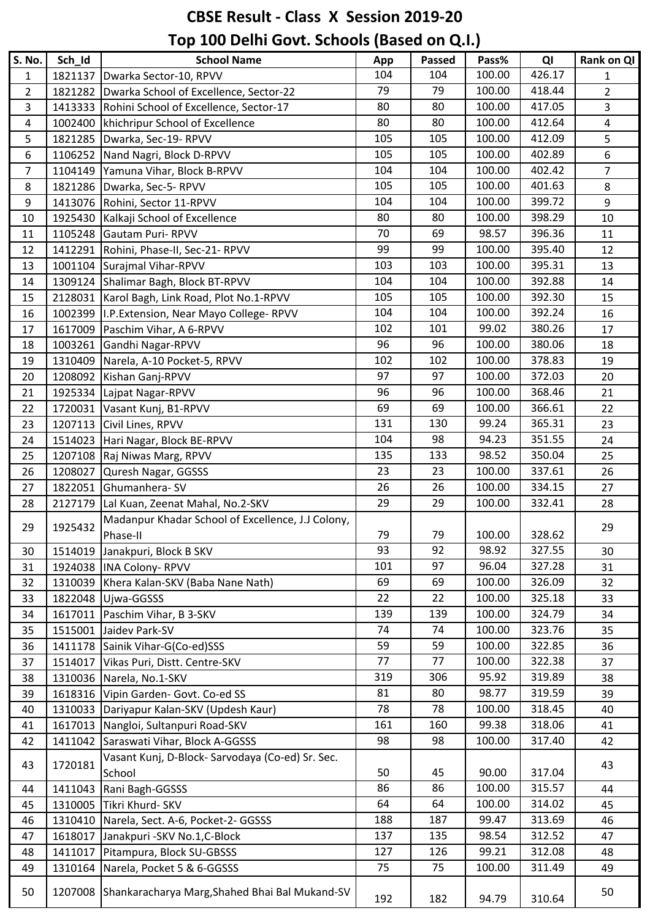# CBSE Result - Class X Session 2019-20

## Top 100 Delhi Govt. Schools (Based on Q.I.)

| S. No. | Sch_Id | School Name | App | Passed | Pass% | QI | Rank on QI |
|---|---|---|---|---|---|---|---|
| 1 | 1821137 | Dwarka Sector-10, RPVV | 104 | 104 | 100.00 | 426.17 | 1 |
| 2 | 1821282 | Dwarka School of Excellence, Sector-22 | 79 | 79 | 100.00 | 418.44 | 2 |
| 3 | 1413333 | Rohini School of Excellence, Sector-17 | 80 | 80 | 100.00 | 417.05 | 3 |
| 4 | 1002400 | khichripur School of Excellence | 80 | 80 | 100.00 | 412.64 | 4 |
| 5 | 1821285 | Dwarka, Sec-19- RPVV | 105 | 105 | 100.00 | 412.09 | 5 |
| 6 | 1106252 | Nand Nagri, Block D-RPVV | 105 | 105 | 100.00 | 402.89 | 6 |
| 7 | 1104149 | Yamuna Vihar, Block B-RPVV | 104 | 104 | 100.00 | 402.42 | 7 |
| 8 | 1821286 | Dwarka, Sec-5- RPVV | 105 | 105 | 100.00 | 401.63 | 8 |
| 9 | 1413076 | Rohini, Sector 11-RPVV | 104 | 104 | 100.00 | 399.72 | 9 |
| 10 | 1925430 | Kalkaji School of Excellence | 80 | 80 | 100.00 | 398.29 | 10 |
| 11 | 1105248 | Gautam Puri- RPVV | 70 | 69 | 98.57 | 396.36 | 11 |
| 12 | 1412291 | Rohini, Phase-II, Sec-21- RPVV | 99 | 99 | 100.00 | 395.40 | 12 |
| 13 | 1001104 | Surajmal Vihar-RPVV | 103 | 103 | 100.00 | 395.31 | 13 |
| 14 | 1309124 | Shalimar Bagh, Block BT-RPVV | 104 | 104 | 100.00 | 392.88 | 14 |
| 15 | 2128031 | Karol Bagh, Link Road, Plot No.1-RPVV | 105 | 105 | 100.00 | 392.30 | 15 |
| 16 | 1002399 | I.P.Extension, Near Mayo College- RPVV | 104 | 104 | 100.00 | 392.24 | 16 |
| 17 | 1617009 | Paschim Vihar, A 6-RPVV | 102 | 101 | 99.02 | 380.26 | 17 |
| 18 | 1003261 | Gandhi Nagar-RPVV | 96 | 96 | 100.00 | 380.06 | 18 |
| 19 | 1310409 | Narela, A-10 Pocket-5, RPVV | 102 | 102 | 100.00 | 378.83 | 19 |
| 20 | 1208092 | Kishan Ganj-RPVV | 97 | 97 | 100.00 | 372.03 | 20 |
| 21 | 1925334 | Lajpat Nagar-RPVV | 96 | 96 | 100.00 | 368.46 | 21 |
| 22 | 1720031 | Vasant Kunj, B1-RPVV | 69 | 69 | 100.00 | 366.61 | 22 |
| 23 | 1207113 | Civil Lines, RPVV | 131 | 130 | 99.24 | 365.31 | 23 |
| 24 | 1514023 | Hari Nagar, Block BE-RPVV | 104 | 98 | 94.23 | 351.55 | 24 |
| 25 | 1207108 | Raj Niwas Marg, RPVV | 135 | 133 | 98.52 | 350.04 | 25 |
| 26 | 1208027 | Quresh Nagar, GGSSS | 23 | 23 | 100.00 | 337.61 | 26 |
| 27 | 1822051 | Ghumanhera- SV | 26 | 26 | 100.00 | 334.15 | 27 |
| 28 | 2127179 | Lal Kuan, Zeenat Mahal, No.2-SKV | 29 | 29 | 100.00 | 332.41 | 28 |
| 29 | 1925432 | Madanpur Khadar School of Excellence, J.J Colony, Phase-II | 79 | 79 | 100.00 | 328.62 | 29 |
| 30 | 1514019 | Janakpuri, Block B SKV | 93 | 92 | 98.92 | 327.55 | 30 |
| 31 | 1924038 | INA Colony- RPVV | 101 | 97 | 96.04 | 327.28 | 31 |
| 32 | 1310039 | Khera Kalan-SKV (Baba Nane Nath) | 69 | 69 | 100.00 | 326.09 | 32 |
| 33 | 1822048 | Ujwa-GGSSS | 22 | 22 | 100.00 | 325.18 | 33 |
| 34 | 1617011 | Paschim Vihar, B 3-SKV | 139 | 139 | 100.00 | 324.79 | 34 |
| 35 | 1515001 | Jaidev Park-SV | 74 | 74 | 100.00 | 323.76 | 35 |
| 36 | 1411178 | Sainik Vihar-G(Co-ed)SSS | 59 | 59 | 100.00 | 322.85 | 36 |
| 37 | 1514017 | Vikas Puri, Distt. Centre-SKV | 77 | 77 | 100.00 | 322.38 | 37 |
| 38 | 1310036 | Narela, No.1-SKV | 319 | 306 | 95.92 | 319.89 | 38 |
| 39 | 1618316 | Vipin Garden- Govt. Co-ed SS | 81 | 80 | 98.77 | 319.59 | 39 |
| 40 | 1310033 | Dariyapur Kalan-SKV (Updesh Kaur) | 78 | 78 | 100.00 | 318.45 | 40 |
| 41 | 1617013 | Nangloi, Sultanpuri Road-SKV | 161 | 160 | 99.38 | 318.06 | 41 |
| 42 | 1411042 | Saraswati Vihar, Block A-GGSSS | 98 | 98 | 100.00 | 317.40 | 42 |
| 43 | 1720181 | Vasant Kunj, D-Block- Sarvodaya (Co-ed) Sr. Sec. School | 50 | 45 | 90.00 | 317.04 | 43 |
| 44 | 1411043 | Rani Bagh-GGSSS | 86 | 86 | 100.00 | 315.57 | 44 |
| 45 | 1310005 | Tikri Khurd- SKV | 64 | 64 | 100.00 | 314.02 | 45 |
| 46 | 1310410 | Narela, Sect. A-6, Pocket-2- GGSSS | 188 | 187 | 99.47 | 313.69 | 46 |
| 47 | 1618017 | Janakpuri -SKV No.1,C-Block | 137 | 135 | 98.54 | 312.52 | 47 |
| 48 | 1411017 | Pitampura, Block SU-GBSSS | 127 | 126 | 99.21 | 312.08 | 48 |
| 49 | 1310164 | Narela, Pocket 5 & 6-GGSSS | 75 | 75 | 100.00 | 311.49 | 49 |
| 50 | 1207008 | Shankaracharya Marg,Shahed Bhai Bal Mukand-SV | 192 | 182 | 94.79 | 310.64 | 50 |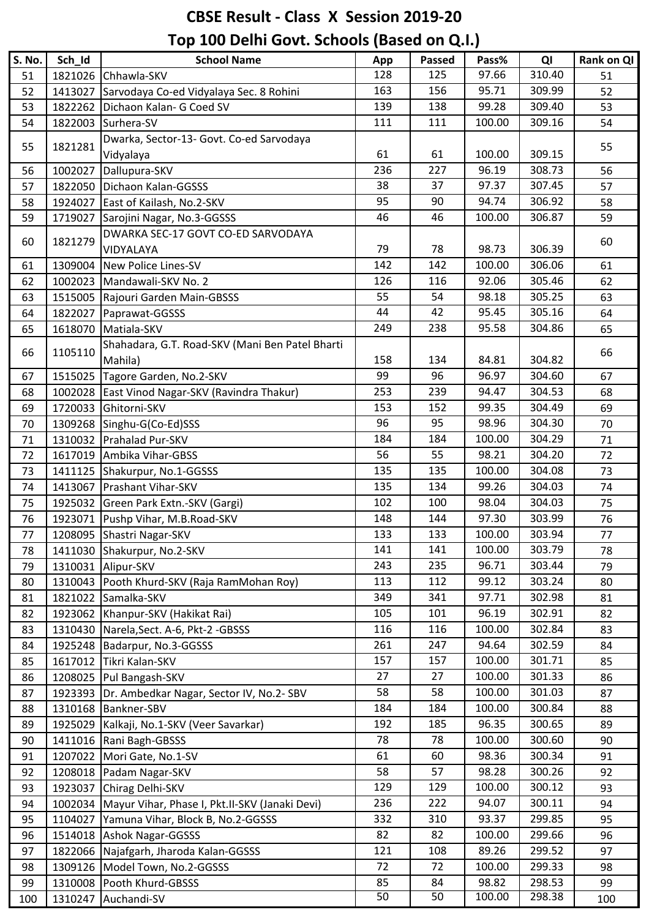# CBSE Result - Class X Session 2019-20

## Top 100 Delhi Govt. Schools (Based on Q.I.)

| S. No. | Sch_Id | School Name | App | Passed | Pass% | QI | Rank on QI |
|---|---|---|---|---|---|---|---|
| 51 | 1821026 | Chhawla-SKV | 128 | 125 | 97.66 | 310.40 | 51 |
| 52 | 1413027 | Sarvodaya Co-ed Vidyalaya Sec. 8 Rohini | 163 | 156 | 95.71 | 309.99 | 52 |
| 53 | 1822262 | Dichaon Kalan- G Coed SV | 139 | 138 | 99.28 | 309.40 | 53 |
| 54 | 1822003 | Surhera-SV | 111 | 111 | 100.00 | 309.16 | 54 |
| 55 | 1821281 | Dwarka, Sector-13- Govt. Co-ed Sarvodaya Vidyalaya | 61 | 61 | 100.00 | 309.15 | 55 |
| 56 | 1002027 | Dallupura-SKV | 236 | 227 | 96.19 | 308.73 | 56 |
| 57 | 1822050 | Dichaon Kalan-GGSSS | 38 | 37 | 97.37 | 307.45 | 57 |
| 58 | 1924027 | East of Kailash, No.2-SKV | 95 | 90 | 94.74 | 306.92 | 58 |
| 59 | 1719027 | Sarojini Nagar, No.3-GGSSS | 46 | 46 | 100.00 | 306.87 | 59 |
| 60 | 1821279 | DWARKA SEC-17 GOVT CO-ED SARVODAYA VIDYALAYA | 79 | 78 | 98.73 | 306.39 | 60 |
| 61 | 1309004 | New Police Lines-SV | 142 | 142 | 100.00 | 306.06 | 61 |
| 62 | 1002023 | Mandawali-SKV No. 2 | 126 | 116 | 92.06 | 305.46 | 62 |
| 63 | 1515005 | Rajouri Garden Main-GBSSS | 55 | 54 | 98.18 | 305.25 | 63 |
| 64 | 1822027 | Paprawat-GGSSS | 44 | 42 | 95.45 | 305.16 | 64 |
| 65 | 1618070 | Matiala-SKV | 249 | 238 | 95.58 | 304.86 | 65 |
| 66 | 1105110 | Shahadara, G.T. Road-SKV (Mani Ben Patel Bharti Mahila) | 158 | 134 | 84.81 | 304.82 | 66 |
| 67 | 1515025 | Tagore Garden, No.2-SKV | 99 | 96 | 96.97 | 304.60 | 67 |
| 68 | 1002028 | East Vinod Nagar-SKV (Ravindra Thakur) | 253 | 239 | 94.47 | 304.53 | 68 |
| 69 | 1720033 | Ghitorni-SKV | 153 | 152 | 99.35 | 304.49 | 69 |
| 70 | 1309268 | Singhu-G(Co-Ed)SSS | 96 | 95 | 98.96 | 304.30 | 70 |
| 71 | 1310032 | Prahalad Pur-SKV | 184 | 184 | 100.00 | 304.29 | 71 |
| 72 | 1617019 | Ambika Vihar-GBSS | 56 | 55 | 98.21 | 304.20 | 72 |
| 73 | 1411125 | Shakurpur, No.1-GGSSS | 135 | 135 | 100.00 | 304.08 | 73 |
| 74 | 1413067 | Prashant Vihar-SKV | 135 | 134 | 99.26 | 304.03 | 74 |
| 75 | 1925032 | Green Park Extn.-SKV (Gargi) | 102 | 100 | 98.04 | 304.03 | 75 |
| 76 | 1923071 | Pushp Vihar, M.B.Road-SKV | 148 | 144 | 97.30 | 303.99 | 76 |
| 77 | 1208095 | Shastri Nagar-SKV | 133 | 133 | 100.00 | 303.94 | 77 |
| 78 | 1411030 | Shakurpur, No.2-SKV | 141 | 141 | 100.00 | 303.79 | 78 |
| 79 | 1310031 | Alipur-SKV | 243 | 235 | 96.71 | 303.44 | 79 |
| 80 | 1310043 | Pooth Khurd-SKV (Raja RamMohan Roy) | 113 | 112 | 99.12 | 303.24 | 80 |
| 81 | 1821022 | Samalka-SKV | 349 | 341 | 97.71 | 302.98 | 81 |
| 82 | 1923062 | Khanpur-SKV (Hakikat Rai) | 105 | 101 | 96.19 | 302.91 | 82 |
| 83 | 1310430 | Narela,Sect. A-6, Pkt-2 -GBSSS | 116 | 116 | 100.00 | 302.84 | 83 |
| 84 | 1925248 | Badarpur, No.3-GGSSS | 261 | 247 | 94.64 | 302.59 | 84 |
| 85 | 1617012 | Tikri Kalan-SKV | 157 | 157 | 100.00 | 301.71 | 85 |
| 86 | 1208025 | Pul Bangash-SKV | 27 | 27 | 100.00 | 301.33 | 86 |
| 87 | 1923393 | Dr. Ambedkar Nagar, Sector IV, No.2- SBV | 58 | 58 | 100.00 | 301.03 | 87 |
| 88 | 1310168 | Bankner-SBV | 184 | 184 | 100.00 | 300.84 | 88 |
| 89 | 1925029 | Kalkaji, No.1-SKV (Veer Savarkar) | 192 | 185 | 96.35 | 300.65 | 89 |
| 90 | 1411016 | Rani Bagh-GBSSS | 78 | 78 | 100.00 | 300.60 | 90 |
| 91 | 1207022 | Mori Gate, No.1-SV | 61 | 60 | 98.36 | 300.34 | 91 |
| 92 | 1208018 | Padam Nagar-SKV | 58 | 57 | 98.28 | 300.26 | 92 |
| 93 | 1923037 | Chirag Delhi-SKV | 129 | 129 | 100.00 | 300.12 | 93 |
| 94 | 1002034 | Mayur Vihar, Phase I, Pkt.II-SKV (Janaki Devi) | 236 | 222 | 94.07 | 300.11 | 94 |
| 95 | 1104027 | Yamuna Vihar, Block B, No.2-GGSSS | 332 | 310 | 93.37 | 299.85 | 95 |
| 96 | 1514018 | Ashok Nagar-GGSSS | 82 | 82 | 100.00 | 299.66 | 96 |
| 97 | 1822066 | Najafgarh, Jharoda Kalan-GGSSS | 121 | 108 | 89.26 | 299.52 | 97 |
| 98 | 1309126 | Model Town, No.2-GGSSS | 72 | 72 | 100.00 | 299.33 | 98 |
| 99 | 1310008 | Pooth Khurd-GBSSS | 85 | 84 | 98.82 | 298.53 | 99 |
| 100 | 1310247 | Auchandi-SV | 50 | 50 | 100.00 | 298.38 | 100 |